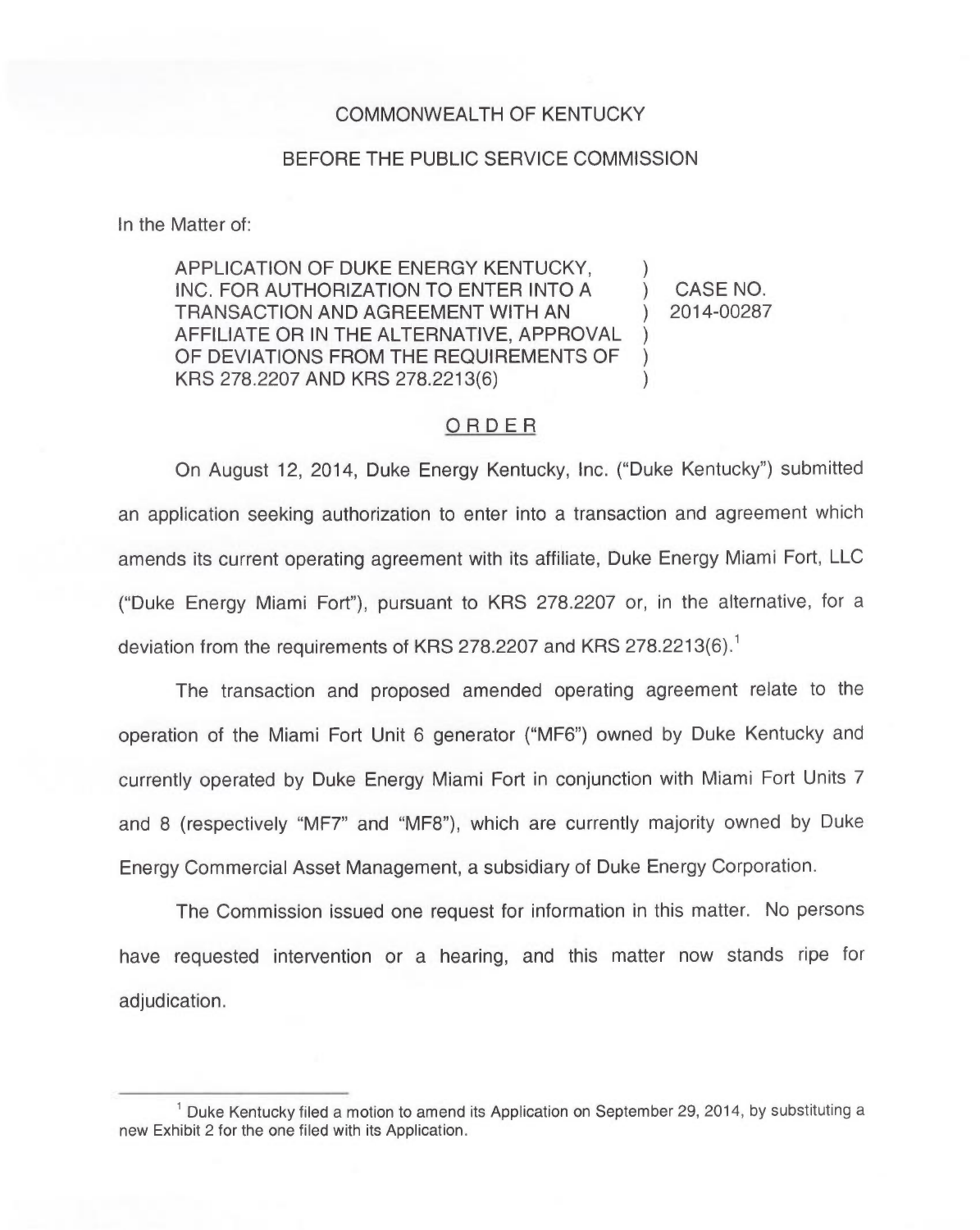COMMONWEALTH OF KENTUCKY

BEFORE THE PUBLIC SERVICE COMMISSION

In the Matter of:

| | | |
|---|---|---|
| APPLICATION OF DUKE ENERGY KENTUCKY, INC. FOR AUTHORIZATION TO ENTER INTO A TRANSACTION AND AGREEMENT WITH AN AFFILIATE OR IN THE ALTERNATIVE, APPROVAL OF DEVIATIONS FROM THE REQUIREMENTS OF KRS 278.2207 AND KRS 278.2213(6) | ) | CASE NO. 2014-00287 |

## ORDER

On August 12, 2014, Duke Energy Kentucky, Inc. ("Duke Kentucky") submitted an application seeking authorization to enter into a transaction and agreement which amends its current operating agreement with its affiliate, Duke Energy Miami Fort, LLC ("Duke Energy Miami Fort"), pursuant to KRS 278.2207 or, in the alternative, for a deviation from the requirements of KRS 278.2207 and KRS 278.2213(6).[1]

The transaction and proposed amended operating agreement relate to the operation of the Miami Fort Unit 6 generator ("MF6") owned by Duke Kentucky and currently operated by Duke Energy Miami Fort in conjunction with Miami Fort Units 7 and 8 (respectively "MF7" and "MF8"), which are currently majority owned by Duke Energy Commercial Asset Management, a subsidiary of Duke Energy Corporation.

The Commission issued one request for information in this matter. No persons have requested intervention or a hearing, and this matter now stands ripe for adjudication.

---

[1] Duke Kentucky filed a motion to amend its Application on September 29, 2014, by substituting a new Exhibit 2 for the one filed with its Application.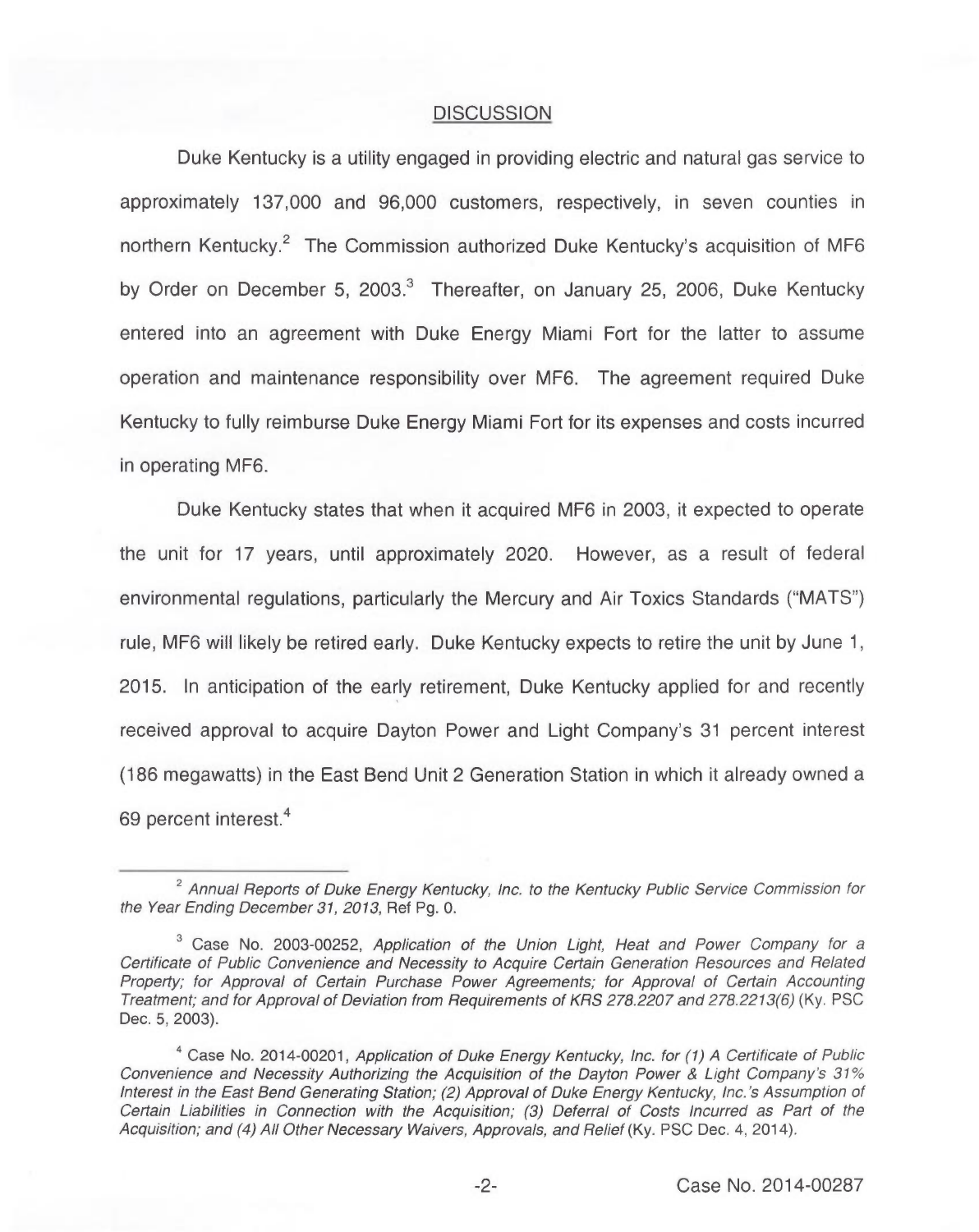## DISCUSSION

Duke Kentucky is a utility engaged in providing electric and natural gas service to approximately 137,000 and 96,000 customers, respectively, in seven counties in northern Kentucky.[2] The Commission authorized Duke Kentucky's acquisition of MF6 by Order on December 5, 2003.[3] Thereafter, on January 25, 2006, Duke Kentucky entered into an agreement with Duke Energy Miami Fort for the latter to assume operation and maintenance responsibility over MF6. The agreement required Duke Kentucky to fully reimburse Duke Energy Miami Fort for its expenses and costs incurred in operating MF6.

Duke Kentucky states that when it acquired MF6 in 2003, it expected to operate the unit for 17 years, until approximately 2020. However, as a result of federal environmental regulations, particularly the Mercury and Air Toxics Standards ("MATS") rule, MF6 will likely be retired early. Duke Kentucky expects to retire the unit by June 1, 2015. In anticipation of the early retirement, Duke Kentucky applied for and recently received approval to acquire Dayton Power and Light Company's 31 percent interest (186 megawatts) in the East Bend Unit 2 Generation Station in which it already owned a 69 percent interest.[4]

---

[2] *Annual Reports of Duke Energy Kentucky, Inc. to the Kentucky Public Service Commission for the Year Ending December 31, 2013*, Ref Pg. 0.

[3] Case No. 2003-00252, *Application of the Union Light, Heat and Power Company for a Certificate of Public Convenience and Necessity to Acquire Certain Generation Resources and Related Property; for Approval of Certain Purchase Power Agreements; for Approval of Certain Accounting Treatment; and for Approval of Deviation from Requirements of KRS 278.2207 and 278.2213(6)* (Ky. PSC Dec. 5, 2003).

[4] Case No. 2014-00201, *Application of Duke Energy Kentucky, Inc. for (1) A Certificate of Public Convenience and Necessity Authorizing the Acquisition of the Dayton Power & Light Company's 31% Interest in the East Bend Generating Station; (2) Approval of Duke Energy Kentucky, Inc.'s Assumption of Certain Liabilities in Connection with the Acquisition; (3) Deferral of Costs Incurred as Part of the Acquisition; and (4) All Other Necessary Waivers, Approvals, and Relief* (Ky. PSC Dec. 4, 2014).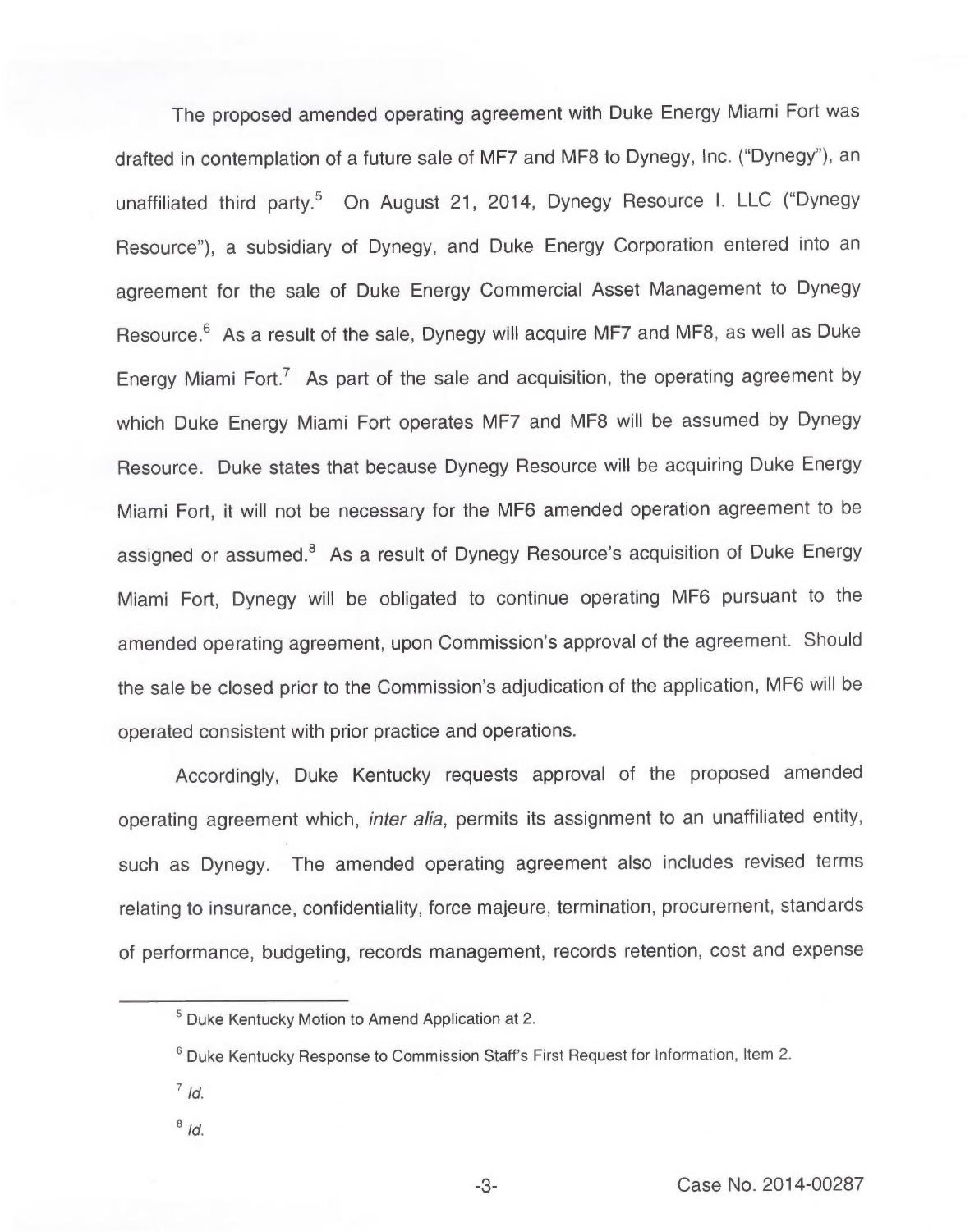The proposed amended operating agreement with Duke Energy Miami Fort was drafted in contemplation of a future sale of MF7 and MF8 to Dynegy, Inc. ("Dynegy"), an unaffiliated third party.[5] On August 21, 2014, Dynegy Resource I. LLC ("Dynegy Resource"), a subsidiary of Dynegy, and Duke Energy Corporation entered into an agreement for the sale of Duke Energy Commercial Asset Management to Dynegy Resource.[6] As a result of the sale, Dynegy will acquire MF7 and MF8, as well as Duke Energy Miami Fort.[7] As part of the sale and acquisition, the operating agreement by which Duke Energy Miami Fort operates MF7 and MF8 will be assumed by Dynegy Resource. Duke states that because Dynegy Resource will be acquiring Duke Energy Miami Fort, it will not be necessary for the MF6 amended operation agreement to be assigned or assumed.[8] As a result of Dynegy Resource's acquisition of Duke Energy Miami Fort, Dynegy will be obligated to continue operating MF6 pursuant to the amended operating agreement, upon Commission's approval of the agreement. Should the sale be closed prior to the Commission's adjudication of the application, MF6 will be operated consistent with prior practice and operations.

Accordingly, Duke Kentucky requests approval of the proposed amended operating agreement which, *inter alia*, permits its assignment to an unaffiliated entity, such as Dynegy. The amended operating agreement also includes revised terms relating to insurance, confidentiality, force majeure, termination, procurement, standards of performance, budgeting, records management, records retention, cost and expense

[5] Duke Kentucky Motion to Amend Application at 2.

[6] Duke Kentucky Response to Commission Staff's First Request for Information, Item 2.

[7] *Id.*

[8] *Id.*

Case No. 2014-00287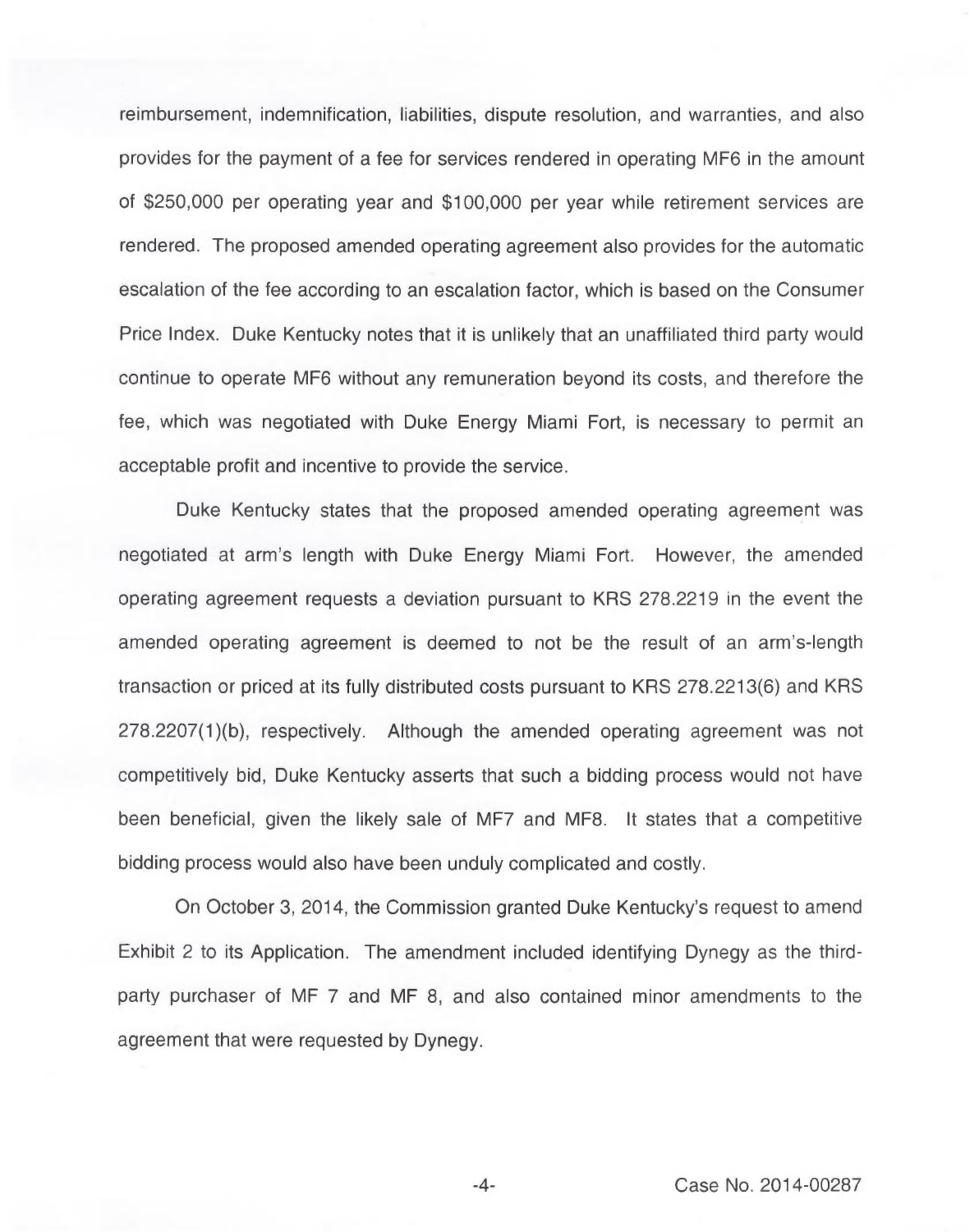reimbursement, indemnification, liabilities, dispute resolution, and warranties, and also provides for the payment of a fee for services rendered in operating MF6 in the amount of $250,000 per operating year and $100,000 per year while retirement services are rendered. The proposed amended operating agreement also provides for the automatic escalation of the fee according to an escalation factor, which is based on the Consumer Price Index. Duke Kentucky notes that it is unlikely that an unaffiliated third party would continue to operate MF6 without any remuneration beyond its costs, and therefore the fee, which was negotiated with Duke Energy Miami Fort, is necessary to permit an acceptable profit and incentive to provide the service.

Duke Kentucky states that the proposed amended operating agreement was negotiated at arm's length with Duke Energy Miami Fort. However, the amended operating agreement requests a deviation pursuant to KRS 278.2219 in the event the amended operating agreement is deemed to not be the result of an arm's-length transaction or priced at its fully distributed costs pursuant to KRS 278.2213(6) and KRS 278.2207(1)(b), respectively. Although the amended operating agreement was not competitively bid, Duke Kentucky asserts that such a bidding process would not have been beneficial, given the likely sale of MF7 and MF8. It states that a competitive bidding process would also have been unduly complicated and costly.

On October 3, 2014, the Commission granted Duke Kentucky's request to amend Exhibit 2 to its Application. The amendment included identifying Dynegy as the third-party purchaser of MF 7 and MF 8, and also contained minor amendments to the agreement that were requested by Dynegy.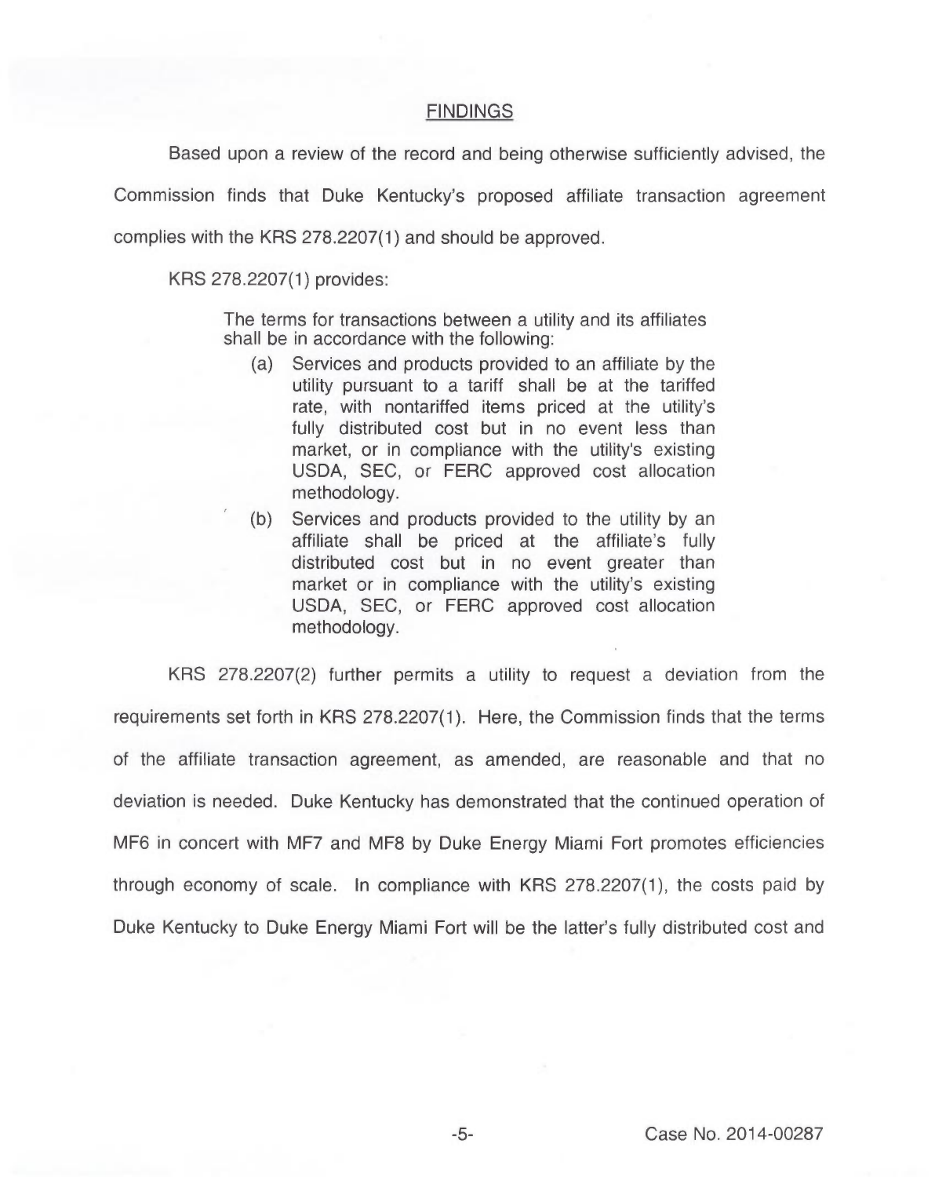## FINDINGS

Based upon a review of the record and being otherwise sufficiently advised, the Commission finds that Duke Kentucky's proposed affiliate transaction agreement complies with the KRS 278.2207(1) and should be approved.

KRS 278.2207(1) provides:

> The terms for transactions between a utility and its affiliates shall be in accordance with the following:
>
> (a) Services and products provided to an affiliate by the utility pursuant to a tariff shall be at the tariffed rate, with nontariffed items priced at the utility's fully distributed cost but in no event less than market, or in compliance with the utility's existing USDA, SEC, or FERC approved cost allocation methodology.
>
> (b) Services and products provided to the utility by an affiliate shall be priced at the affiliate's fully distributed cost but in no event greater than market or in compliance with the utility's existing USDA, SEC, or FERC approved cost allocation methodology.

KRS 278.2207(2) further permits a utility to request a deviation from the requirements set forth in KRS 278.2207(1). Here, the Commission finds that the terms of the affiliate transaction agreement, as amended, are reasonable and that no deviation is needed. Duke Kentucky has demonstrated that the continued operation of MF6 in concert with MF7 and MF8 by Duke Energy Miami Fort promotes efficiencies through economy of scale. In compliance with KRS 278.2207(1), the costs paid by Duke Kentucky to Duke Energy Miami Fort will be the latter's fully distributed cost and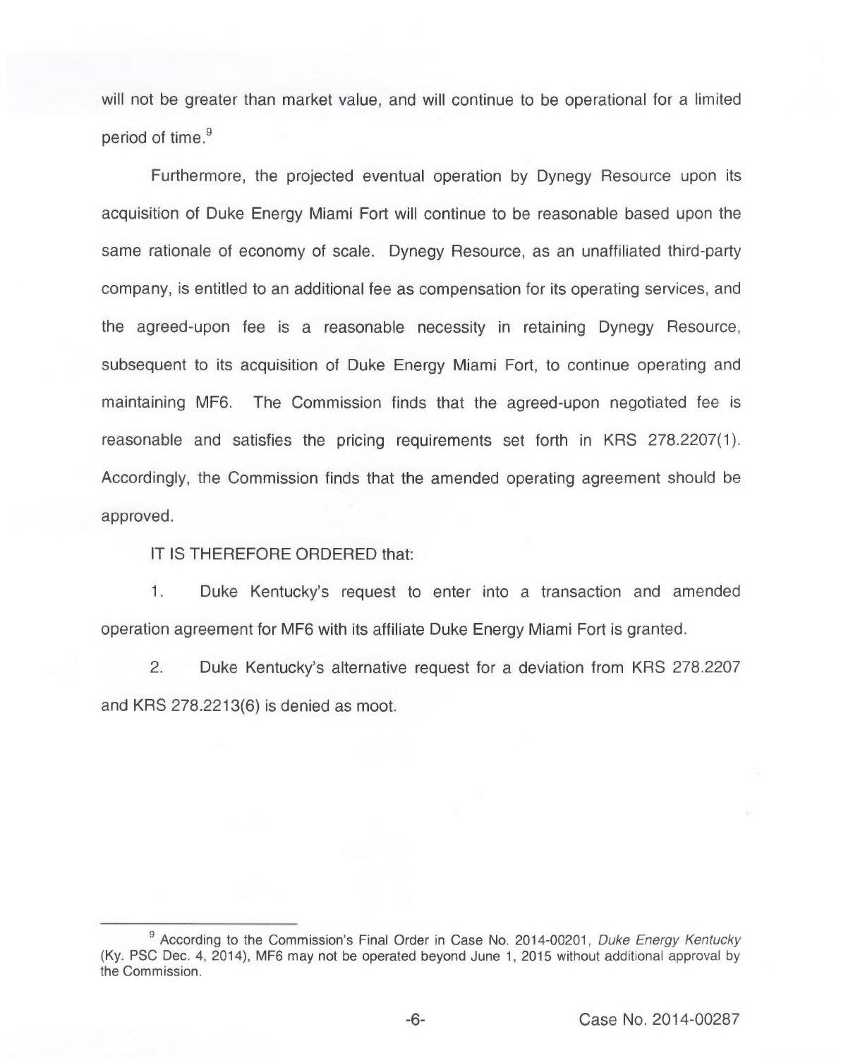will not be greater than market value, and will continue to be operational for a limited period of time.[9]

Furthermore, the projected eventual operation by Dynegy Resource upon its acquisition of Duke Energy Miami Fort will continue to be reasonable based upon the same rationale of economy of scale. Dynegy Resource, as an unaffiliated third-party company, is entitled to an additional fee as compensation for its operating services, and the agreed-upon fee is a reasonable necessity in retaining Dynegy Resource, subsequent to its acquisition of Duke Energy Miami Fort, to continue operating and maintaining MF6. The Commission finds that the agreed-upon negotiated fee is reasonable and satisfies the pricing requirements set forth in KRS 278.2207(1). Accordingly, the Commission finds that the amended operating agreement should be approved.

IT IS THEREFORE ORDERED that:

1. Duke Kentucky's request to enter into a transaction and amended operation agreement for MF6 with its affiliate Duke Energy Miami Fort is granted.

2. Duke Kentucky's alternative request for a deviation from KRS 278.2207 and KRS 278.2213(6) is denied as moot.

---

[9] According to the Commission's Final Order in Case No. 2014-00201, *Duke Energy Kentucky* (Ky. PSC Dec. 4, 2014), MF6 may not be operated beyond June 1, 2015 without additional approval by the Commission.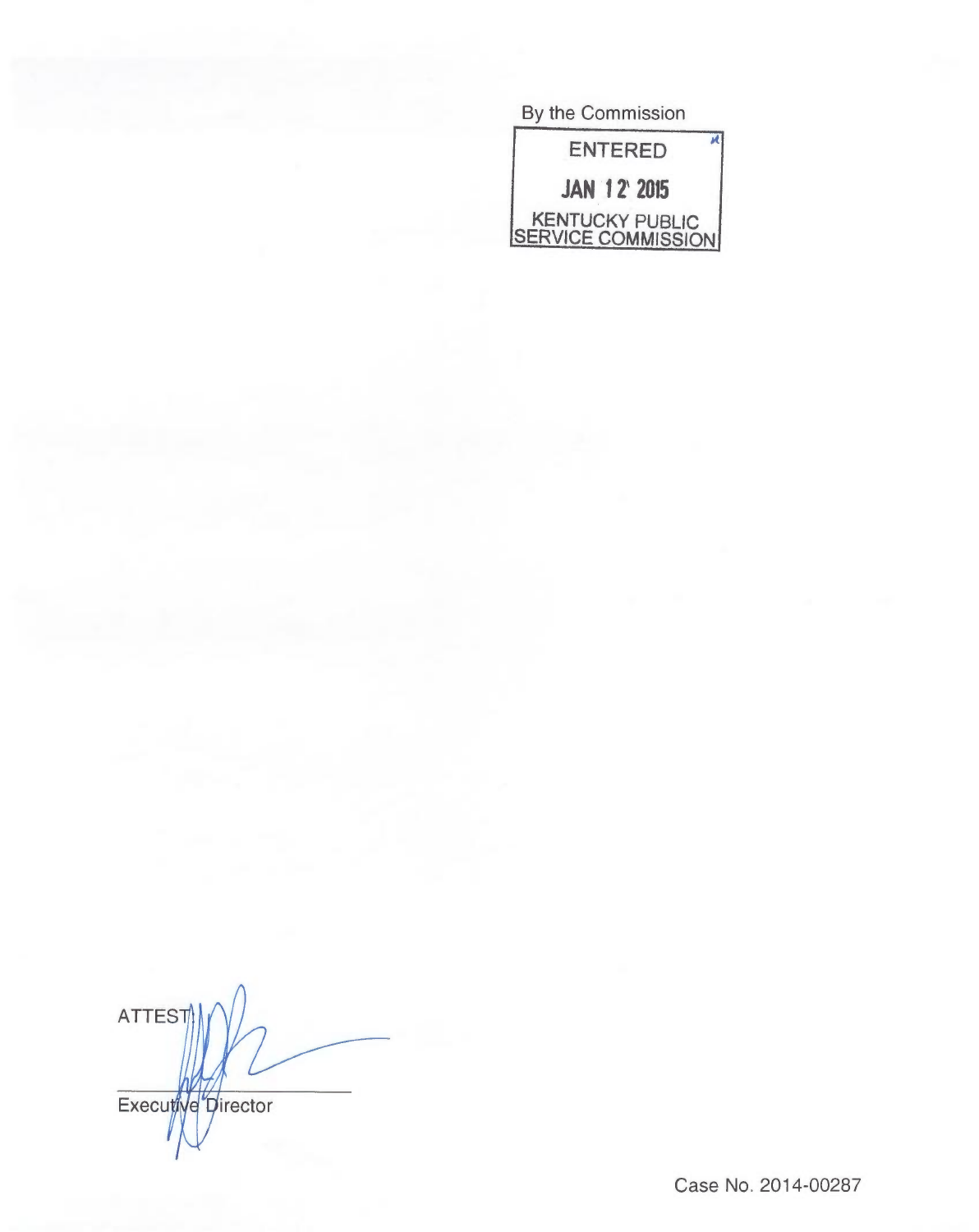By the Commission

ENTERED

JAN 12 2015

KENTUCKY PUBLIC SERVICE COMMISSION

ATTEST:

Executive Director

Case No. 2014-00287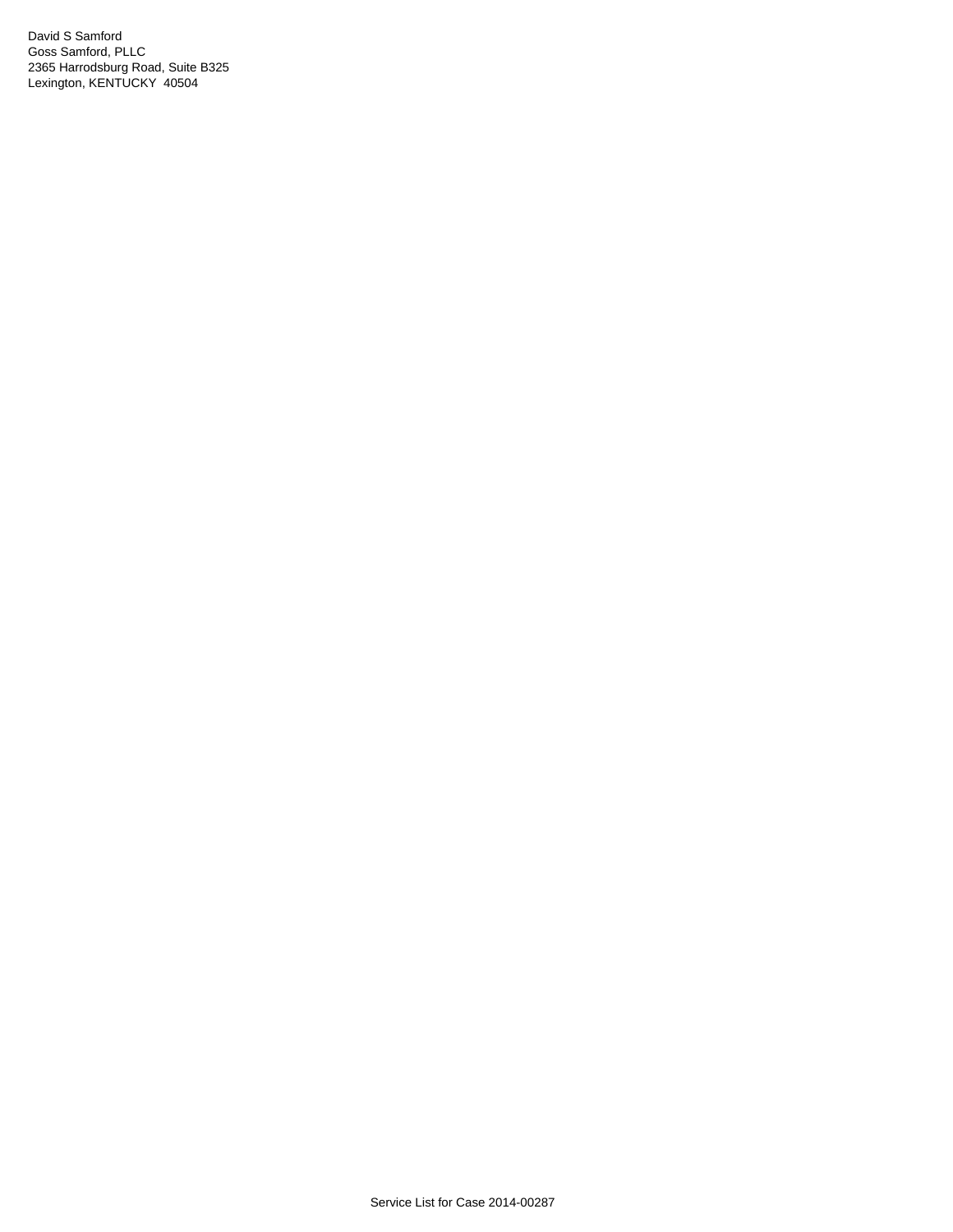David S Samford
Goss Samford, PLLC
2365 Harrodsburg Road, Suite B325
Lexington, KENTUCKY  40504